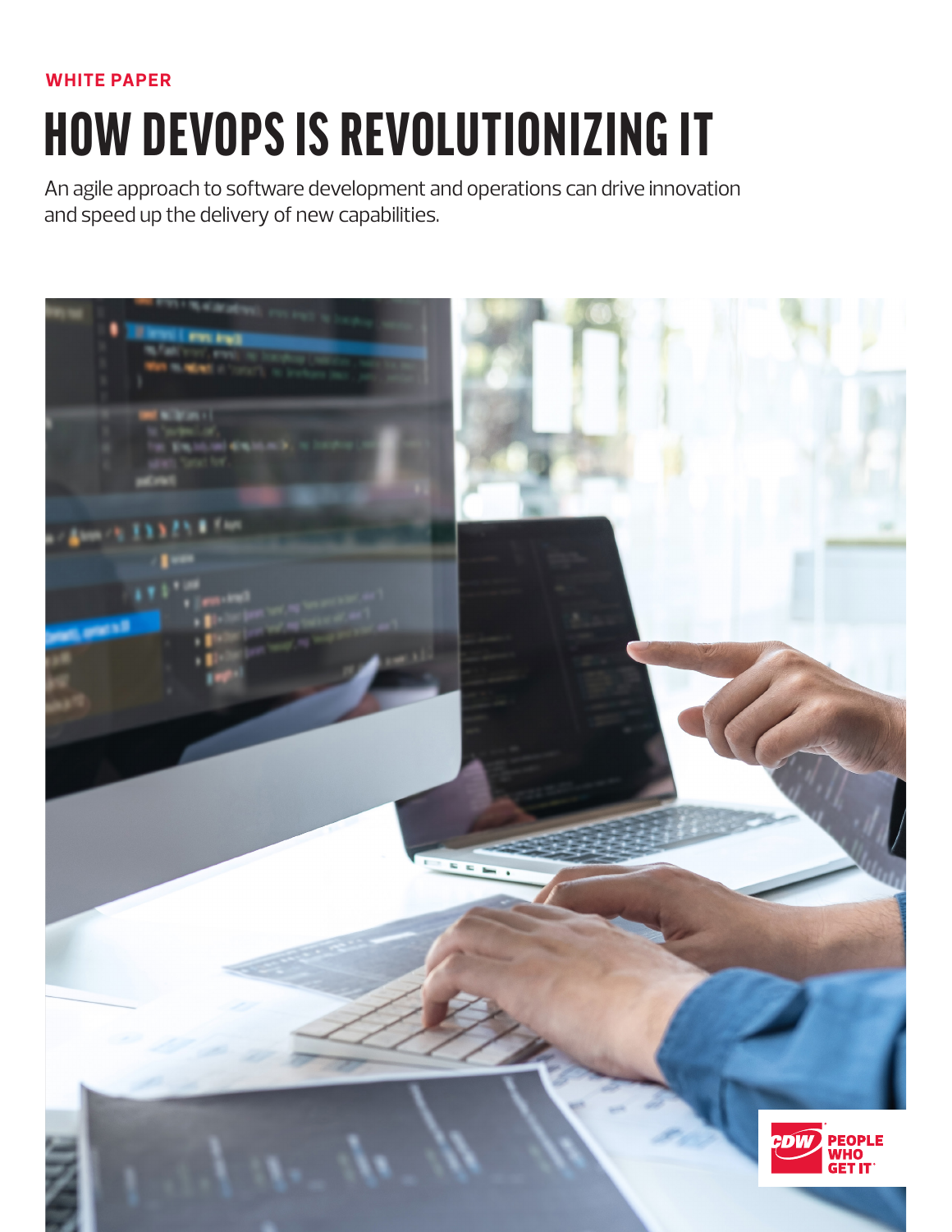WHITE PAPER

# HOW DEVOPS IS REVOLUTIONIZING IT

An agile approach to software development and operations can drive innovation and speed up the delivery of new capabilities.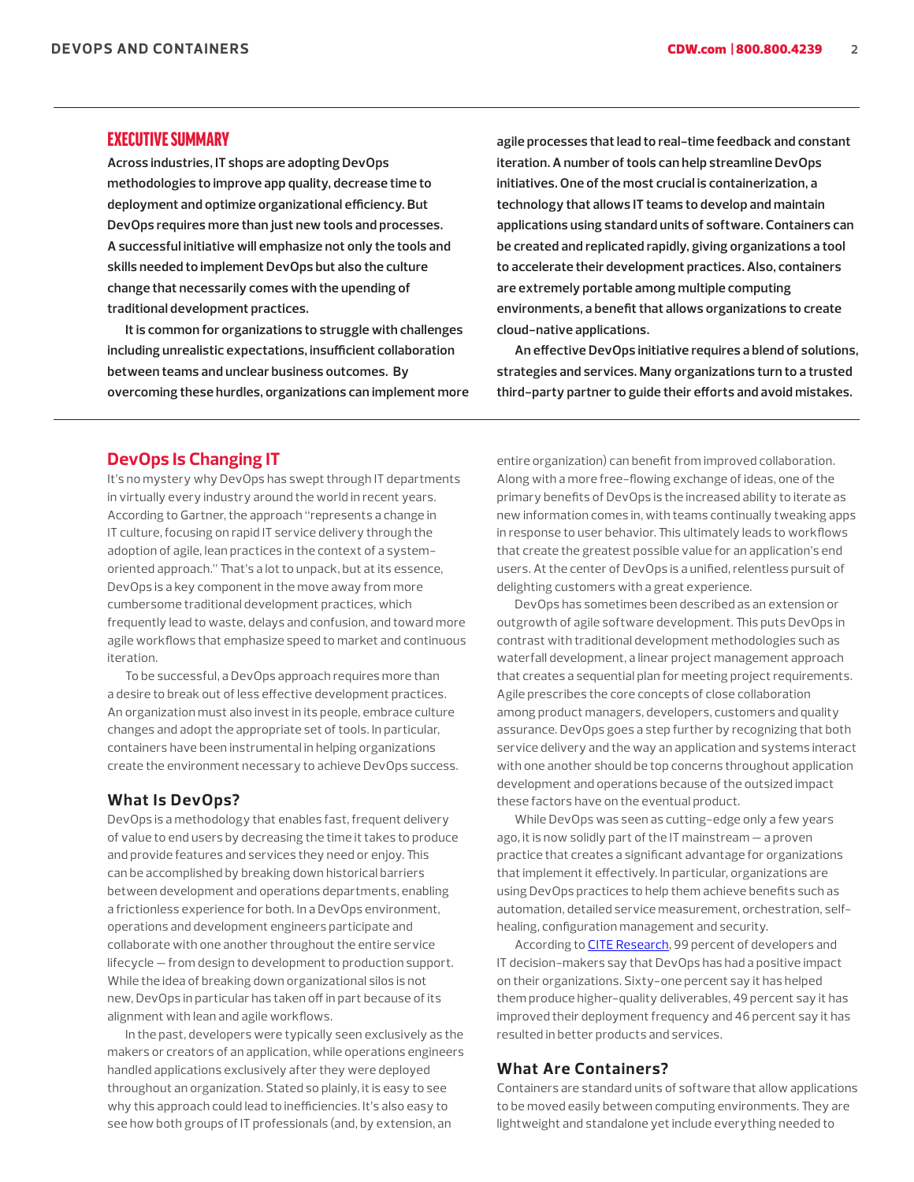## EXECUTIVE SUMMARY

**Across industries, IT shops are adopting DevOps methodologies to improve app quality, decrease time to deployment and optimize organizational efficiency. But DevOps requires more than just new tools and processes. A successful initiative will emphasize not only the tools and skills needed to implement DevOps but also the culture change that necessarily comes with the upending of traditional development practices.**

**It is common for organizations to struggle with challenges including unrealistic expectations, insufficient collaboration between teams and unclear business outcomes. By overcoming these hurdles, organizations can implement more agile processes that lead to real-time feedback and constant iteration. A number of tools can help streamline DevOps initiatives. One of the most crucial is containerization, a technology that allows IT teams to develop and maintain applications using standard units of software. Containers can be created and replicated rapidly, giving organizations a tool to accelerate their development practices. Also, containers are extremely portable among multiple computing environments, a benefit that allows organizations to create cloud-native applications.**

**An effective DevOps initiative requires a blend of solutions, strategies and services. Many organizations turn to a trusted third-party partner to guide their efforts and avoid mistakes.**

## DevOps Is Changing IT

It's no mystery why DevOps has swept through IT departments in virtually every industry around the world in recent years. According to Gartner, the approach "represents a change in IT culture, focusing on rapid IT service delivery through the adoption of agile, lean practices in the context of a system-oriented approach." That's a lot to unpack, but at its essence, DevOps is a key component in the move away from more cumbersome traditional development practices, which frequently lead to waste, delays and confusion, and toward more agile workflows that emphasize speed to market and continuous iteration.

To be successful, a DevOps approach requires more than a desire to break out of less effective development practices. An organization must also invest in its people, embrace culture changes and adopt the appropriate set of tools. In particular, containers have been instrumental in helping organizations create the environment necessary to achieve DevOps success.

### What Is DevOps?

DevOps is a methodology that enables fast, frequent delivery of value to end users by decreasing the time it takes to produce and provide features and services they need or enjoy. This can be accomplished by breaking down historical barriers between development and operations departments, enabling a frictionless experience for both. In a DevOps environment, operations and development engineers participate and collaborate with one another throughout the entire service lifecycle — from design to development to production support. While the idea of breaking down organizational silos is not new, DevOps in particular has taken off in part because of its alignment with lean and agile workflows.

In the past, developers were typically seen exclusively as the makers or creators of an application, while operations engineers handled applications exclusively after they were deployed throughout an organization. Stated so plainly, it is easy to see why this approach could lead to inefficiencies. It's also easy to see how both groups of IT professionals (and, by extension, an entire organization) can benefit from improved collaboration. Along with a more free-flowing exchange of ideas, one of the primary benefits of DevOps is the increased ability to iterate as new information comes in, with teams continually tweaking apps in response to user behavior. This ultimately leads to workflows that create the greatest possible value for an application's end users. At the center of DevOps is a unified, relentless pursuit of delighting customers with a great experience.

DevOps has sometimes been described as an extension or outgrowth of agile software development. This puts DevOps in contrast with traditional development methodologies such as waterfall development, a linear project management approach that creates a sequential plan for meeting project requirements. Agile prescribes the core concepts of close collaboration among product managers, developers, customers and quality assurance. DevOps goes a step further by recognizing that both service delivery and the way an application and systems interact with one another should be top concerns throughout application development and operations because of the outsized impact these factors have on the eventual product.

While DevOps was seen as cutting-edge only a few years ago, it is now solidly part of the IT mainstream — a proven practice that creates a significant advantage for organizations that implement it effectively. In particular, organizations are using DevOps practices to help them achieve benefits such as automation, detailed service measurement, orchestration, self-healing, configuration management and security.

According to CITE Research, 99 percent of developers and IT decision-makers say that DevOps has had a positive impact on their organizations. Sixty-one percent say it has helped them produce higher-quality deliverables, 49 percent say it has improved their deployment frequency and 46 percent say it has resulted in better products and services.

### What Are Containers?

Containers are standard units of software that allow applications to be moved easily between computing environments. They are lightweight and standalone yet include everything needed to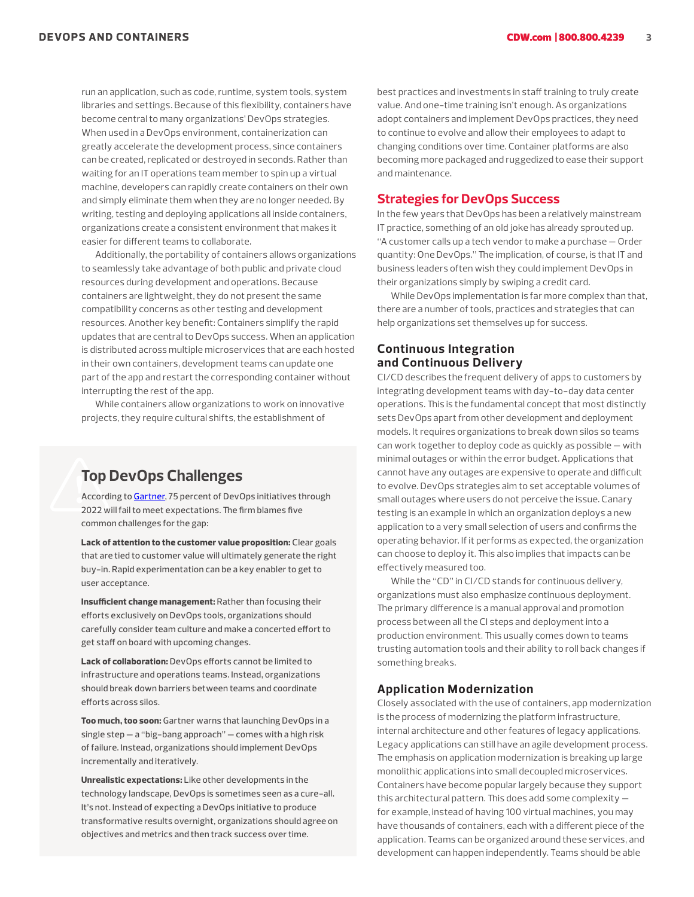run an application, such as code, runtime, system tools, system libraries and settings. Because of this flexibility, containers have become central to many organizations' DevOps strategies. When used in a DevOps environment, containerization can greatly accelerate the development process, since containers can be created, replicated or destroyed in seconds. Rather than waiting for an IT operations team member to spin up a virtual machine, developers can rapidly create containers on their own and simply eliminate them when they are no longer needed. By writing, testing and deploying applications all inside containers, organizations create a consistent environment that makes it easier for different teams to collaborate.

Additionally, the portability of containers allows organizations to seamlessly take advantage of both public and private cloud resources during development and operations. Because containers are lightweight, they do not present the same compatibility concerns as other testing and development resources. Another key benefit: Containers simplify the rapid updates that are central to DevOps success. When an application is distributed across multiple microservices that are each hosted in their own containers, development teams can update one part of the app and restart the corresponding container without interrupting the rest of the app.

While containers allow organizations to work on innovative projects, they require cultural shifts, the establishment of best practices and investments in staff training to truly create value. And one-time training isn't enough. As organizations adopt containers and implement DevOps practices, they need to continue to evolve and allow their employees to adapt to changing conditions over time. Container platforms are also becoming more packaged and ruggedized to ease their support and maintenance.

## Top DevOps Challenges

According to Gartner, 75 percent of DevOps initiatives through 2022 will fail to meet expectations. The firm blames five common challenges for the gap:

**Lack of attention to the customer value proposition:** Clear goals that are tied to customer value will ultimately generate the right buy-in. Rapid experimentation can be a key enabler to get to user acceptance.

**Insufficient change management:** Rather than focusing their efforts exclusively on DevOps tools, organizations should carefully consider team culture and make a concerted effort to get staff on board with upcoming changes.

**Lack of collaboration:** DevOps efforts cannot be limited to infrastructure and operations teams. Instead, organizations should break down barriers between teams and coordinate efforts across silos.

**Too much, too soon:** Gartner warns that launching DevOps in a single step — a "big-bang approach" — comes with a high risk of failure. Instead, organizations should implement DevOps incrementally and iteratively.

**Unrealistic expectations:** Like other developments in the technology landscape, DevOps is sometimes seen as a cure-all. It's not. Instead of expecting a DevOps initiative to produce transformative results overnight, organizations should agree on objectives and metrics and then track success over time.

## Strategies for DevOps Success

In the few years that DevOps has been a relatively mainstream IT practice, something of an old joke has already sprouted up. "A customer calls up a tech vendor to make a purchase — Order quantity: One DevOps." The implication, of course, is that IT and business leaders often wish they could implement DevOps in their organizations simply by swiping a credit card.

While DevOps implementation is far more complex than that, there are a number of tools, practices and strategies that can help organizations set themselves up for success.

### Continuous Integration and Continuous Delivery

CI/CD describes the frequent delivery of apps to customers by integrating development teams with day-to-day data center operations. This is the fundamental concept that most distinctly sets DevOps apart from other development and deployment models. It requires organizations to break down silos so teams can work together to deploy code as quickly as possible — with minimal outages or within the error budget. Applications that cannot have any outages are expensive to operate and difficult to evolve. DevOps strategies aim to set acceptable volumes of small outages where users do not perceive the issue. Canary testing is an example in which an organization deploys a new application to a very small selection of users and confirms the operating behavior. If it performs as expected, the organization can choose to deploy it. This also implies that impacts can be effectively measured too.

While the "CD" in CI/CD stands for continuous delivery, organizations must also emphasize continuous deployment. The primary difference is a manual approval and promotion process between all the CI steps and deployment into a production environment. This usually comes down to teams trusting automation tools and their ability to roll back changes if something breaks.

### Application Modernization

Closely associated with the use of containers, app modernization is the process of modernizing the platform infrastructure, internal architecture and other features of legacy applications. Legacy applications can still have an agile development process. The emphasis on application modernization is breaking up large monolithic applications into small decoupled microservices. Containers have become popular largely because they support this architectural pattern. This does add some complexity — for example, instead of having 100 virtual machines, you may have thousands of containers, each with a different piece of the application. Teams can be organized around these services, and development can happen independently. Teams should be able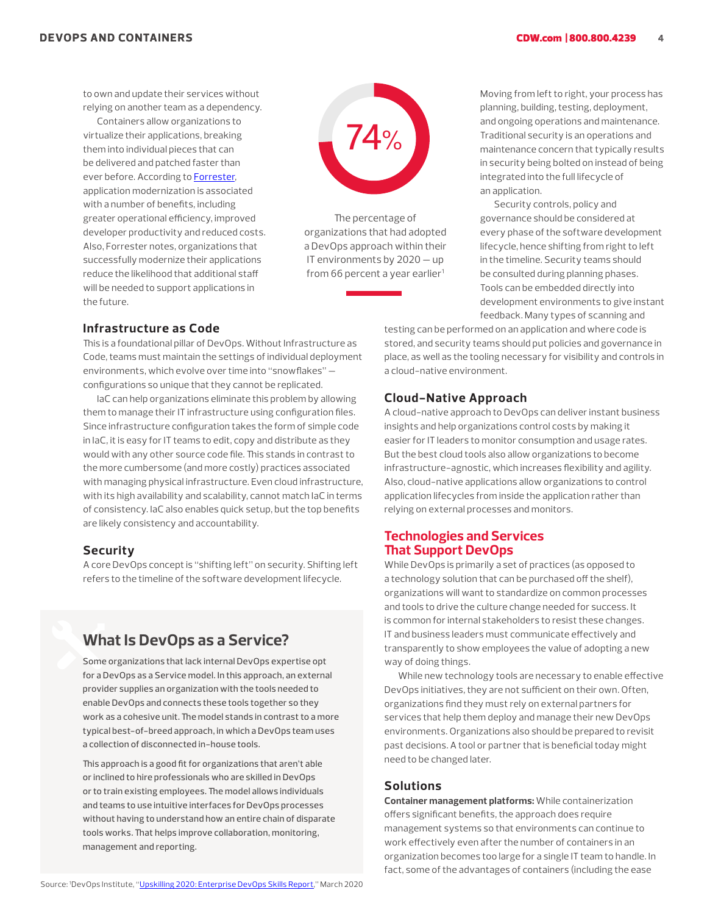to own and update their services without relying on another team as a dependency.

Containers allow organizations to virtualize their applications, breaking them into individual pieces that can be delivered and patched faster than ever before. According to Forrester, application modernization is associated with a number of benefits, including greater operational efficiency, improved developer productivity and reduced costs. Also, Forrester notes, organizations that successfully modernize their applications reduce the likelihood that additional staff will be needed to support applications in the future.

74%

The percentage of organizations that had adopted a DevOps approach within their IT environments by 2020 — up from 66 percent a year earlier[1]

### Infrastructure as Code

This is a foundational pillar of DevOps. Without Infrastructure as Code, teams must maintain the settings of individual deployment environments, which evolve over time into "snowflakes" — configurations so unique that they cannot be replicated.

IaC can help organizations eliminate this problem by allowing them to manage their IT infrastructure using configuration files. Since infrastructure configuration takes the form of simple code in IaC, it is easy for IT teams to edit, copy and distribute as they would with any other source code file. This stands in contrast to the more cumbersome (and more costly) practices associated with managing physical infrastructure. Even cloud infrastructure, with its high availability and scalability, cannot match IaC in terms of consistency. IaC also enables quick setup, but the top benefits are likely consistency and accountability.

### Security

A core DevOps concept is "shifting left" on security. Shifting left refers to the timeline of the software development lifecycle. Moving from left to right, your process has planning, building, testing, deployment, and ongoing operations and maintenance. Traditional security is an operations and maintenance concern that typically results in security being bolted on instead of being integrated into the full lifecycle of an application.

Security controls, policy and governance should be considered at every phase of the software development lifecycle, hence shifting from right to left in the timeline. Security teams should be consulted during planning phases. Tools can be embedded directly into development environments to give instant feedback. Many types of scanning and testing can be performed on an application and where code is stored, and security teams should put policies and governance in place, as well as the tooling necessary for visibility and controls in a cloud-native environment.

### Cloud-Native Approach

A cloud-native approach to DevOps can deliver instant business insights and help organizations control costs by making it easier for IT leaders to monitor consumption and usage rates. But the best cloud tools also allow organizations to become infrastructure-agnostic, which increases flexibility and agility. Also, cloud-native applications allow organizations to control application lifecycles from inside the application rather than relying on external processes and monitors.

## What Is DevOps as a Service?

Some organizations that lack internal DevOps expertise opt for a DevOps as a Service model. In this approach, an external provider supplies an organization with the tools needed to enable DevOps and connects these tools together so they work as a cohesive unit. The model stands in contrast to a more typical best-of-breed approach, in which a DevOps team uses a collection of disconnected in-house tools.

This approach is a good fit for organizations that aren't able or inclined to hire professionals who are skilled in DevOps or to train existing employees. The model allows individuals and teams to use intuitive interfaces for DevOps processes without having to understand how an entire chain of disparate tools works. That helps improve collaboration, monitoring, management and reporting.

## Technologies and Services That Support DevOps

While DevOps is primarily a set of practices (as opposed to a technology solution that can be purchased off the shelf), organizations will want to standardize on common processes and tools to drive the culture change needed for success. It is common for internal stakeholders to resist these changes. IT and business leaders must communicate effectively and transparently to show employees the value of adopting a new way of doing things.

While new technology tools are necessary to enable effective DevOps initiatives, they are not sufficient on their own. Often, organizations find they must rely on external partners for services that help them deploy and manage their new DevOps environments. Organizations also should be prepared to revisit past decisions. A tool or partner that is beneficial today might need to be changed later.

### Solutions

**Container management platforms:** While containerization offers significant benefits, the approach does require management systems so that environments can continue to work effectively even after the number of containers in an organization becomes too large for a single IT team to handle. In fact, some of the advantages of containers (including the ease

Source: [1]DevOps Institute, "Upskilling 2020: Enterprise DevOps Skills Report," March 2020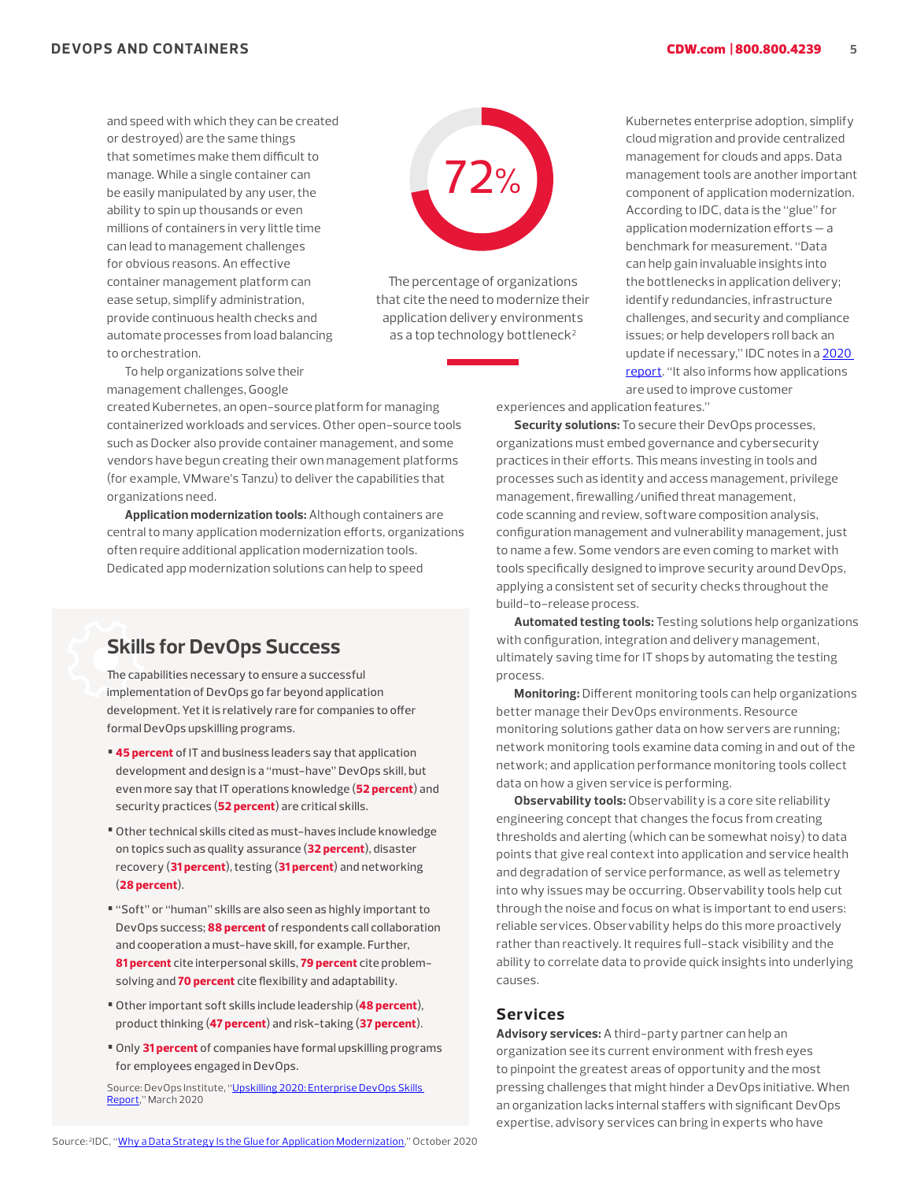and speed with which they can be created or destroyed) are the same things that sometimes make them difficult to manage. While a single container can be easily manipulated by any user, the ability to spin up thousands or even millions of containers in very little time can lead to management challenges for obvious reasons. An effective container management platform can ease setup, simplify administration, provide continuous health checks and automate processes from load balancing to orchestration.

To help organizations solve their management challenges, Google created Kubernetes, an open-source platform for managing containerized workloads and services. Other open-source tools such as Docker also provide container management, and some vendors have begun creating their own management platforms (for example, VMware's Tanzu) to deliver the capabilities that organizations need.

**Application modernization tools:** Although containers are central to many application modernization efforts, organizations often require additional application modernization tools. Dedicated app modernization solutions can help to speed Kubernetes enterprise adoption, simplify cloud migration and provide centralized management for clouds and apps. Data management tools are another important component of application modernization. According to IDC, data is the "glue" for application modernization efforts — a benchmark for measurement. "Data can help gain invaluable insights into the bottlenecks in application delivery; identify redundancies, infrastructure challenges, and security and compliance issues; or help developers roll back an update if necessary," IDC notes in a [2020 report](). "It also informs how applications are used to improve customer experiences and application features."

**72%**

The percentage of organizations that cite the need to modernize their application delivery environments as a top technology bottleneck[2]

Source: [2]IDC, "[Why a Data Strategy Is the Glue for Application Modernization]()," October 2020

**Security solutions:** To secure their DevOps processes, organizations must embed governance and cybersecurity practices in their efforts. This means investing in tools and processes such as identity and access management, privilege management, firewalling/unified threat management, code scanning and review, software composition analysis, configuration management and vulnerability management, just to name a few. Some vendors are even coming to market with tools specifically designed to improve security around DevOps, applying a consistent set of security checks throughout the build-to-release process.

**Automated testing tools:** Testing solutions help organizations with configuration, integration and delivery management, ultimately saving time for IT shops by automating the testing process.

**Monitoring:** Different monitoring tools can help organizations better manage their DevOps environments. Resource monitoring solutions gather data on how servers are running; network monitoring tools examine data coming in and out of the network; and application performance monitoring tools collect data on how a given service is performing.

**Observability tools:** Observability is a core site reliability engineering concept that changes the focus from creating thresholds and alerting (which can be somewhat noisy) to data points that give real context into application and service health and degradation of service performance, as well as telemetry into why issues may be occurring. Observability tools help cut through the noise and focus on what is important to end users: reliable services. Observability helps do this more proactively rather than reactively. It requires full-stack visibility and the ability to correlate data to provide quick insights into underlying causes.

## Skills for DevOps Success

The capabilities necessary to ensure a successful implementation of DevOps go far beyond application development. Yet it is relatively rare for companies to offer formal DevOps upskilling programs.

- **45 percent** of IT and business leaders say that application development and design is a "must-have" DevOps skill, but even more say that IT operations knowledge (**52 percent**) and security practices (**52 percent**) are critical skills.
- Other technical skills cited as must-haves include knowledge on topics such as quality assurance (**32 percent**), disaster recovery (**31 percent**), testing (**31 percent**) and networking (**28 percent**).
- "Soft" or "human" skills are also seen as highly important to DevOps success; **88 percent** of respondents call collaboration and cooperation a must-have skill, for example. Further, **81 percent** cite interpersonal skills, **79 percent** cite problem-solving and **70 percent** cite flexibility and adaptability.
- Other important soft skills include leadership (**48 percent**), product thinking (**47 percent**) and risk-taking (**37 percent**).
- Only **31 percent** of companies have formal upskilling programs for employees engaged in DevOps.

Source: DevOps Institute, "[Upskilling 2020: Enterprise DevOps Skills Report]()," March 2020

## Services

**Advisory services:** A third-party partner can help an organization see its current environment with fresh eyes to pinpoint the greatest areas of opportunity and the most pressing challenges that might hinder a DevOps initiative. When an organization lacks internal staffers with significant DevOps expertise, advisory services can bring in experts who have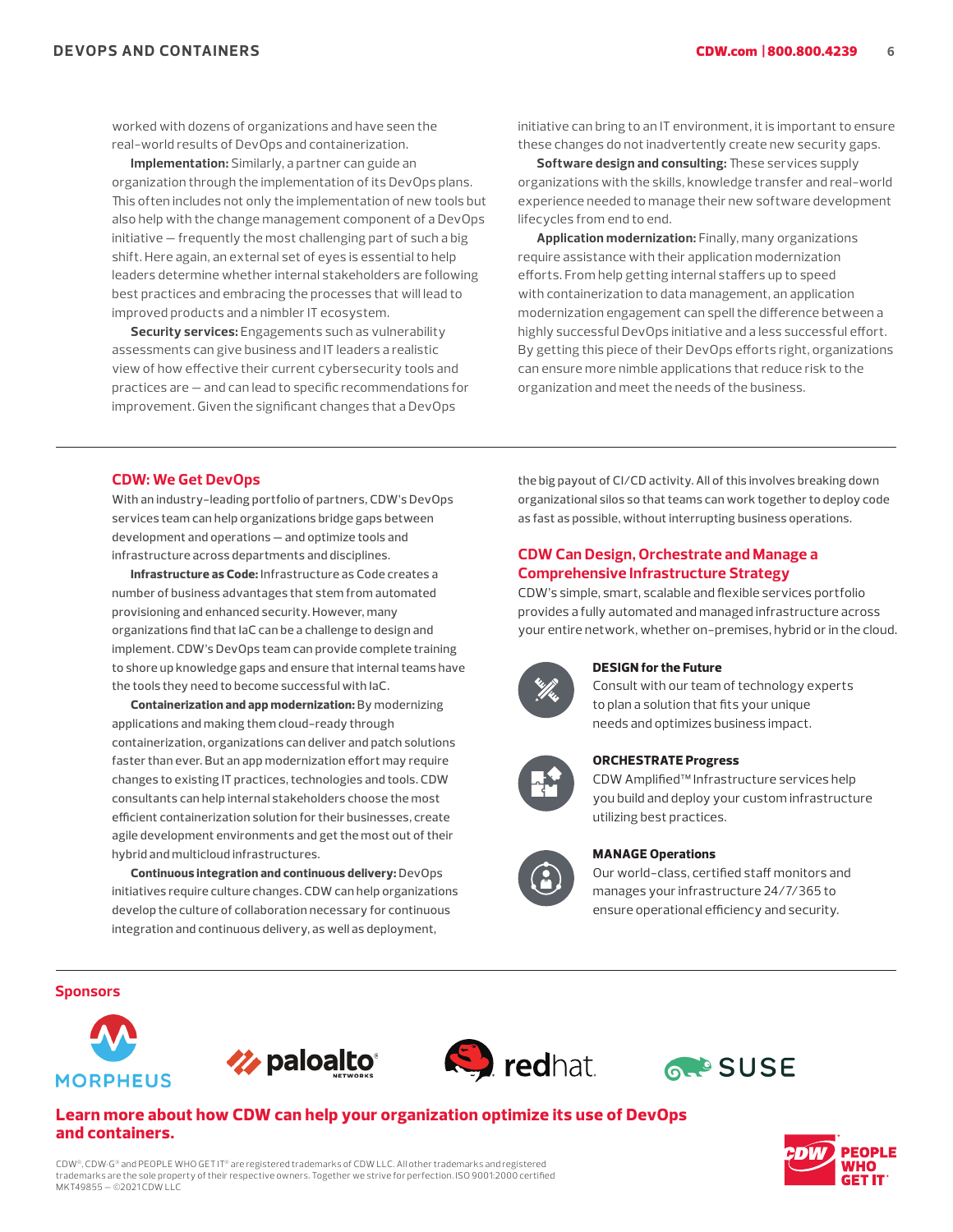worked with dozens of organizations and have seen the real-world results of DevOps and containerization.

**Implementation:** Similarly, a partner can guide an organization through the implementation of its DevOps plans. This often includes not only the implementation of new tools but also help with the change management component of a DevOps initiative — frequently the most challenging part of such a big shift. Here again, an external set of eyes is essential to help leaders determine whether internal stakeholders are following best practices and embracing the processes that will lead to improved products and a nimbler IT ecosystem.

**Security services:** Engagements such as vulnerability assessments can give business and IT leaders a realistic view of how effective their current cybersecurity tools and practices are — and can lead to specific recommendations for improvement. Given the significant changes that a DevOps initiative can bring to an IT environment, it is important to ensure these changes do not inadvertently create new security gaps.

**Software design and consulting:** These services supply organizations with the skills, knowledge transfer and real-world experience needed to manage their new software development lifecycles from end to end.

**Application modernization:** Finally, many organizations require assistance with their application modernization efforts. From help getting internal staffers up to speed with containerization to data management, an application modernization engagement can spell the difference between a highly successful DevOps initiative and a less successful effort. By getting this piece of their DevOps efforts right, organizations can ensure more nimble applications that reduce risk to the organization and meet the needs of the business.

## CDW: We Get DevOps

With an industry-leading portfolio of partners, CDW's DevOps services team can help organizations bridge gaps between development and operations — and optimize tools and infrastructure across departments and disciplines.

**Infrastructure as Code:** Infrastructure as Code creates a number of business advantages that stem from automated provisioning and enhanced security. However, many organizations find that IaC can be a challenge to design and implement. CDW's DevOps team can provide complete training to shore up knowledge gaps and ensure that internal teams have the tools they need to become successful with IaC.

**Containerization and app modernization:** By modernizing applications and making them cloud-ready through containerization, organizations can deliver and patch solutions faster than ever. But an app modernization effort may require changes to existing IT practices, technologies and tools. CDW consultants can help internal stakeholders choose the most efficient containerization solution for their businesses, create agile development environments and get the most out of their hybrid and multicloud infrastructures.

**Continuous integration and continuous delivery:** DevOps initiatives require culture changes. CDW can help organizations develop the culture of collaboration necessary for continuous integration and continuous delivery, as well as deployment, the big payout of CI/CD activity. All of this involves breaking down organizational silos so that teams can work together to deploy code as fast as possible, without interrupting business operations.

## CDW Can Design, Orchestrate and Manage a Comprehensive Infrastructure Strategy

CDW's simple, smart, scalable and flexible services portfolio provides a fully automated and managed infrastructure across your entire network, whether on-premises, hybrid or in the cloud.

**DESIGN for the Future**
Consult with our team of technology experts to plan a solution that fits your unique needs and optimizes business impact.

**ORCHESTRATE Progress**
CDW Amplified™ Infrastructure services help you build and deploy your custom infrastructure utilizing best practices.

**MANAGE Operations**
Our world-class, certified staff monitors and manages your infrastructure 24/7/365 to ensure operational efficiency and security.

## Sponsors

MORPHEUS

paloalto NETWORKS

redhat

SUSE

**Learn more about how CDW can help your organization optimize its use of DevOps and containers.**

CDW®, CDW·G® and PEOPLE WHO GET IT® are registered trademarks of CDW LLC. All other trademarks and registered trademarks are the sole property of their respective owners. Together we strive for perfection. ISO 9001:2000 certified
MKT49855 — ©2021 CDW LLC